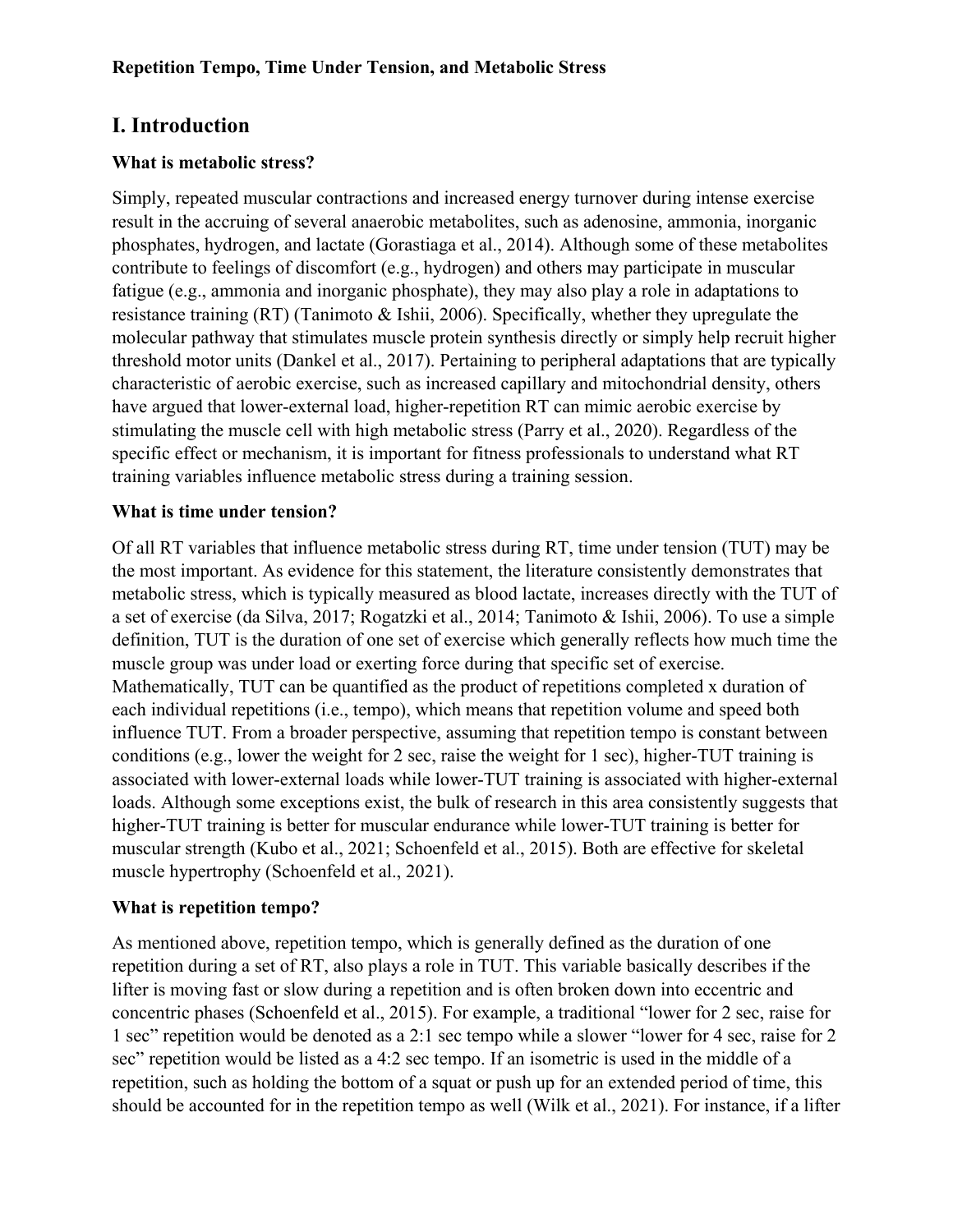**Repetition Tempo, Time Under Tension, and Metabolic Stress**

# I. Introduction

### What is metabolic stress?

Simply, repeated muscular contractions and increased energy turnover during intense exercise result in the accruing of several anaerobic metabolites, such as adenosine, ammonia, inorganic phosphates, hydrogen, and lactate (Gorastiaga et al., 2014). Although some of these metabolites contribute to feelings of discomfort (e.g., hydrogen) and others may participate in muscular fatigue (e.g., ammonia and inorganic phosphate), they may also play a role in adaptations to resistance training (RT) (Tanimoto & Ishii, 2006). Specifically, whether they upregulate the molecular pathway that stimulates muscle protein synthesis directly or simply help recruit higher threshold motor units (Dankel et al., 2017). Pertaining to peripheral adaptations that are typically characteristic of aerobic exercise, such as increased capillary and mitochondrial density, others have argued that lower-external load, higher-repetition RT can mimic aerobic exercise by stimulating the muscle cell with high metabolic stress (Parry et al., 2020). Regardless of the specific effect or mechanism, it is important for fitness professionals to understand what RT training variables influence metabolic stress during a training session.

### What is time under tension?

Of all RT variables that influence metabolic stress during RT, time under tension (TUT) may be the most important. As evidence for this statement, the literature consistently demonstrates that metabolic stress, which is typically measured as blood lactate, increases directly with the TUT of a set of exercise (da Silva, 2017; Rogatzki et al., 2014; Tanimoto & Ishii, 2006). To use a simple definition, TUT is the duration of one set of exercise which generally reflects how much time the muscle group was under load or exerting force during that specific set of exercise. Mathematically, TUT can be quantified as the product of repetitions completed x duration of each individual repetitions (i.e., tempo), which means that repetition volume and speed both influence TUT. From a broader perspective, assuming that repetition tempo is constant between conditions (e.g., lower the weight for 2 sec, raise the weight for 1 sec), higher-TUT training is associated with lower-external loads while lower-TUT training is associated with higher-external loads. Although some exceptions exist, the bulk of research in this area consistently suggests that higher-TUT training is better for muscular endurance while lower-TUT training is better for muscular strength (Kubo et al., 2021; Schoenfeld et al., 2015). Both are effective for skeletal muscle hypertrophy (Schoenfeld et al., 2021).

### What is repetition tempo?

As mentioned above, repetition tempo, which is generally defined as the duration of one repetition during a set of RT, also plays a role in TUT. This variable basically describes if the lifter is moving fast or slow during a repetition and is often broken down into eccentric and concentric phases (Schoenfeld et al., 2015). For example, a traditional "lower for 2 sec, raise for 1 sec" repetition would be denoted as a 2:1 sec tempo while a slower "lower for 4 sec, raise for 2 sec" repetition would be listed as a 4:2 sec tempo. If an isometric is used in the middle of a repetition, such as holding the bottom of a squat or push up for an extended period of time, this should be accounted for in the repetition tempo as well (Wilk et al., 2021). For instance, if a lifter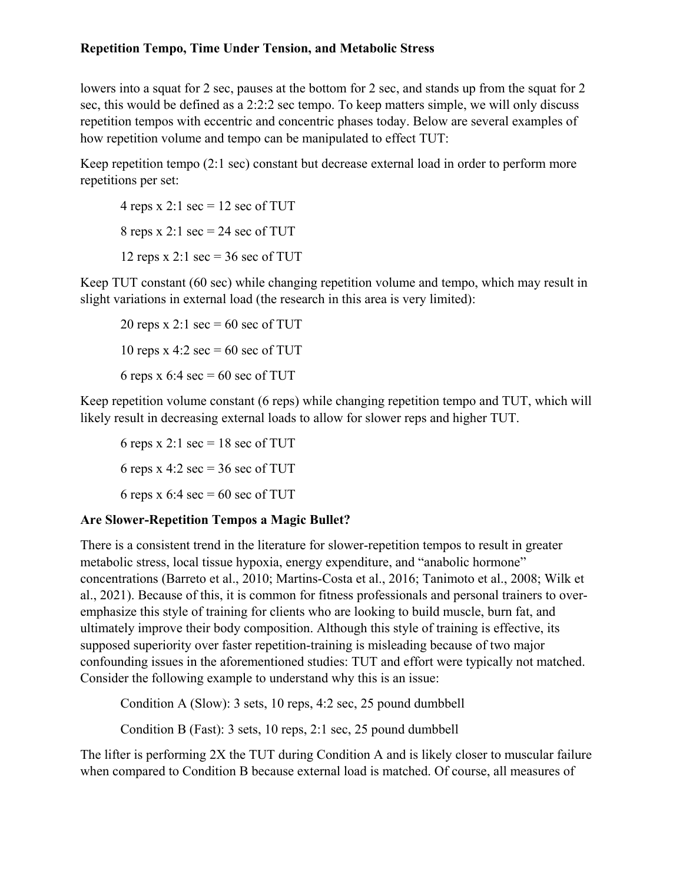lowers into a squat for 2 sec, pauses at the bottom for 2 sec, and stands up from the squat for 2 sec, this would be defined as a 2:2:2 sec tempo. To keep matters simple, we will only discuss repetition tempos with eccentric and concentric phases today. Below are several examples of how repetition volume and tempo can be manipulated to effect TUT:

Keep repetition tempo (2:1 sec) constant but decrease external load in order to perform more repetitions per set:

> 4 reps x 2:1 sec = 12 sec of TUT
>
> 8 reps x 2:1 sec = 24 sec of TUT
>
> 12 reps x 2:1 sec = 36 sec of TUT

Keep TUT constant (60 sec) while changing repetition volume and tempo, which may result in slight variations in external load (the research in this area is very limited):

> 20 reps x 2:1 sec = 60 sec of TUT
>
> 10 reps x 4:2 sec = 60 sec of TUT
>
> 6 reps x 6:4 sec = 60 sec of TUT

Keep repetition volume constant (6 reps) while changing repetition tempo and TUT, which will likely result in decreasing external loads to allow for slower reps and higher TUT.

> 6 reps x 2:1 sec = 18 sec of TUT
>
> 6 reps x 4:2 sec = 36 sec of TUT
>
> 6 reps x 6:4 sec = 60 sec of TUT

**Are Slower-Repetition Tempos a Magic Bullet?**

There is a consistent trend in the literature for slower-repetition tempos to result in greater metabolic stress, local tissue hypoxia, energy expenditure, and "anabolic hormone" concentrations (Barreto et al., 2010; Martins-Costa et al., 2016; Tanimoto et al., 2008; Wilk et al., 2021). Because of this, it is common for fitness professionals and personal trainers to over-emphasize this style of training for clients who are looking to build muscle, burn fat, and ultimately improve their body composition. Although this style of training is effective, its supposed superiority over faster repetition-training is misleading because of two major confounding issues in the aforementioned studies: TUT and effort were typically not matched. Consider the following example to understand why this is an issue:

> Condition A (Slow): 3 sets, 10 reps, 4:2 sec, 25 pound dumbbell
>
> Condition B (Fast): 3 sets, 10 reps, 2:1 sec, 25 pound dumbbell

The lifter is performing 2X the TUT during Condition A and is likely closer to muscular failure when compared to Condition B because external load is matched. Of course, all measures of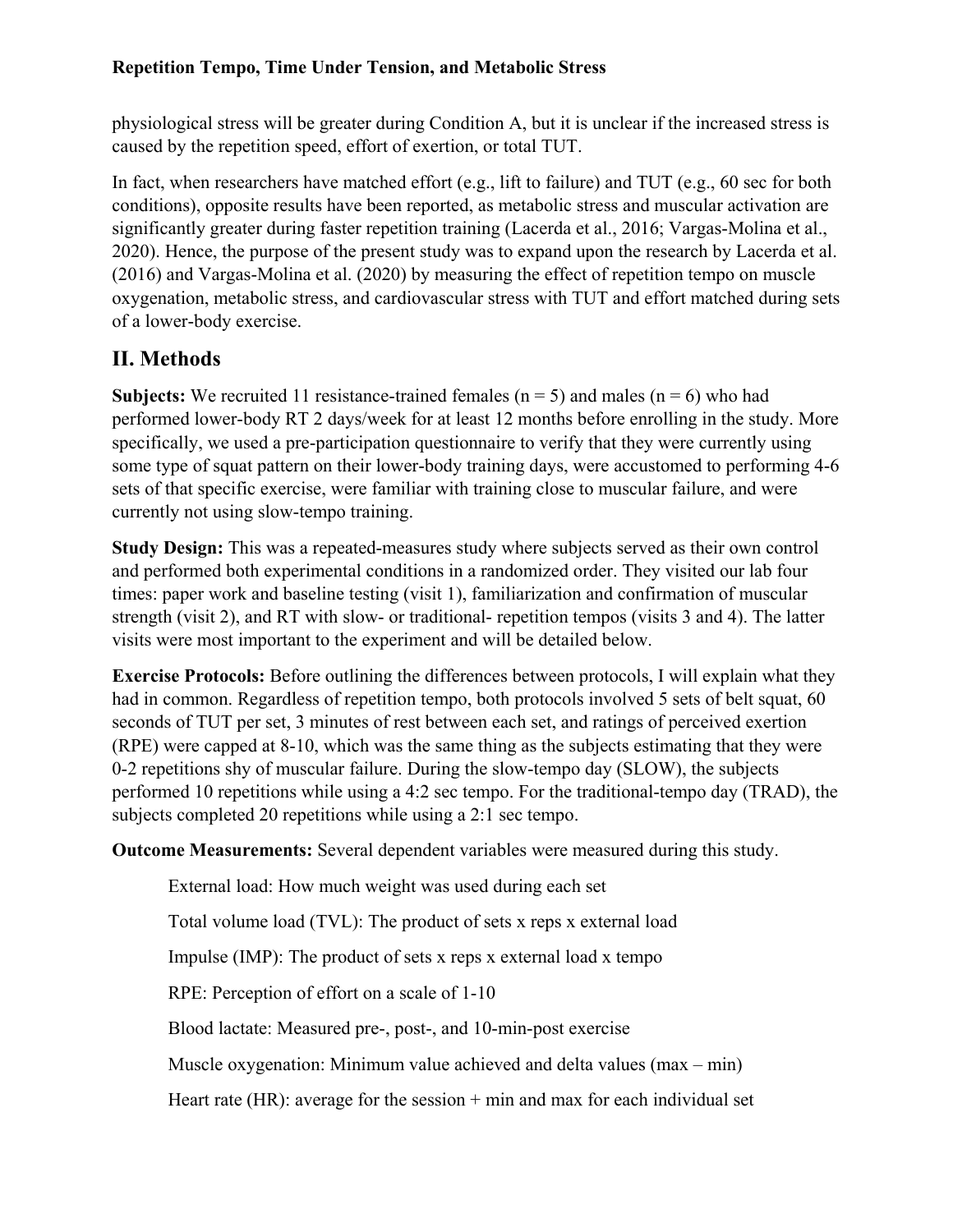physiological stress will be greater during Condition A, but it is unclear if the increased stress is caused by the repetition speed, effort of exertion, or total TUT.

In fact, when researchers have matched effort (e.g., lift to failure) and TUT (e.g., 60 sec for both conditions), opposite results have been reported, as metabolic stress and muscular activation are significantly greater during faster repetition training (Lacerda et al., 2016; Vargas-Molina et al., 2020). Hence, the purpose of the present study was to expand upon the research by Lacerda et al. (2016) and Vargas-Molina et al. (2020) by measuring the effect of repetition tempo on muscle oxygenation, metabolic stress, and cardiovascular stress with TUT and effort matched during sets of a lower-body exercise.

## II. Methods

**Subjects:** We recruited 11 resistance-trained females (n = 5) and males (n = 6) who had performed lower-body RT 2 days/week for at least 12 months before enrolling in the study. More specifically, we used a pre-participation questionnaire to verify that they were currently using some type of squat pattern on their lower-body training days, were accustomed to performing 4-6 sets of that specific exercise, were familiar with training close to muscular failure, and were currently not using slow-tempo training.

**Study Design:** This was a repeated-measures study where subjects served as their own control and performed both experimental conditions in a randomized order. They visited our lab four times: paper work and baseline testing (visit 1), familiarization and confirmation of muscular strength (visit 2), and RT with slow- or traditional- repetition tempos (visits 3 and 4). The latter visits were most important to the experiment and will be detailed below.

**Exercise Protocols:** Before outlining the differences between protocols, I will explain what they had in common. Regardless of repetition tempo, both protocols involved 5 sets of belt squat, 60 seconds of TUT per set, 3 minutes of rest between each set, and ratings of perceived exertion (RPE) were capped at 8-10, which was the same thing as the subjects estimating that they were 0-2 repetitions shy of muscular failure. During the slow-tempo day (SLOW), the subjects performed 10 repetitions while using a 4:2 sec tempo. For the traditional-tempo day (TRAD), the subjects completed 20 repetitions while using a 2:1 sec tempo.

**Outcome Measurements:** Several dependent variables were measured during this study.

External load: How much weight was used during each set

Total volume load (TVL): The product of sets x reps x external load

Impulse (IMP): The product of sets x reps x external load x tempo

RPE: Perception of effort on a scale of 1-10

Blood lactate: Measured pre-, post-, and 10-min-post exercise

Muscle oxygenation: Minimum value achieved and delta values (max – min)

Heart rate (HR): average for the session + min and max for each individual set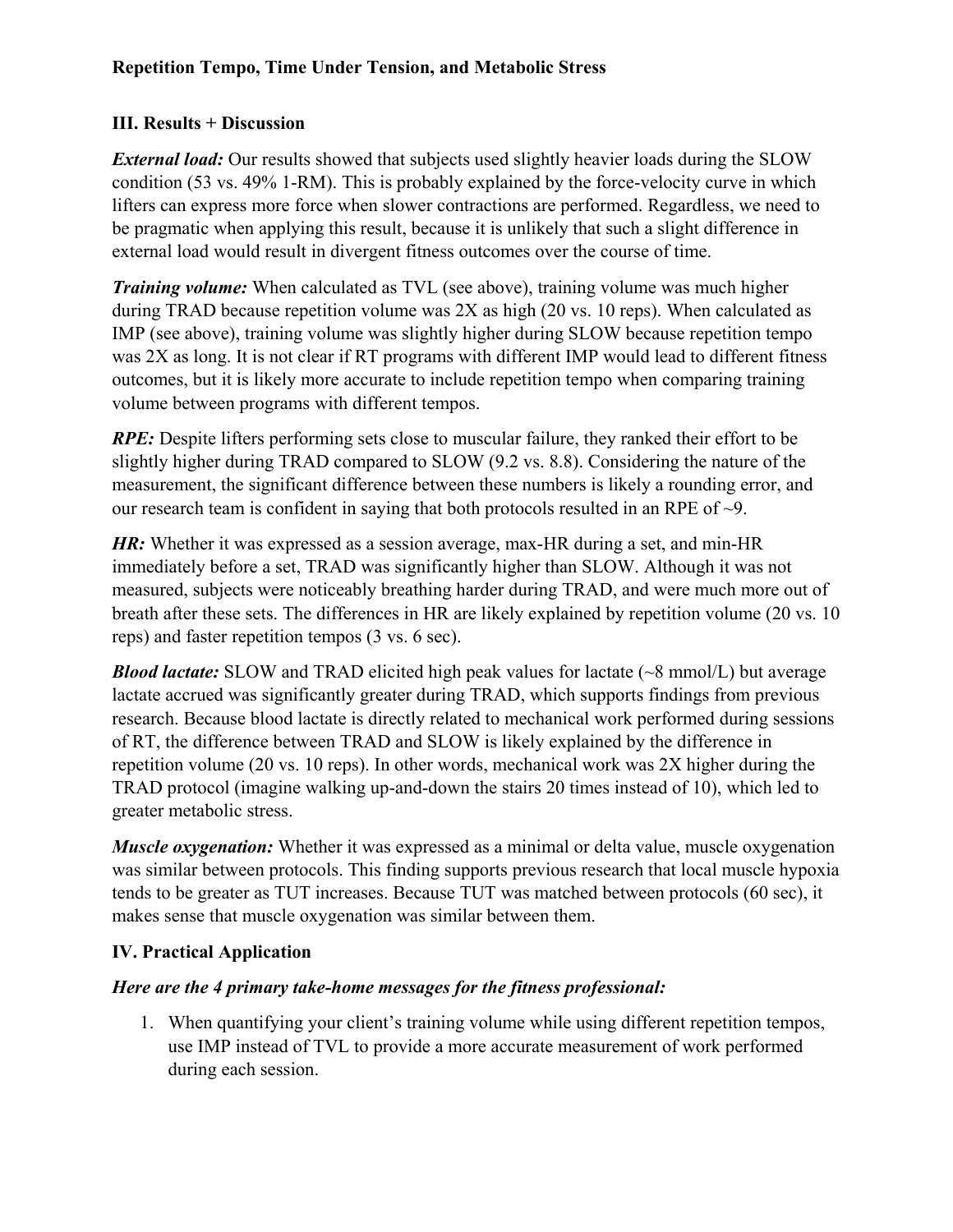**Repetition Tempo, Time Under Tension, and Metabolic Stress**

## III. Results + Discussion

***External load:*** Our results showed that subjects used slightly heavier loads during the SLOW condition (53 vs. 49% 1-RM). This is probably explained by the force-velocity curve in which lifters can express more force when slower contractions are performed. Regardless, we need to be pragmatic when applying this result, because it is unlikely that such a slight difference in external load would result in divergent fitness outcomes over the course of time.

***Training volume:*** When calculated as TVL (see above), training volume was much higher during TRAD because repetition volume was 2X as high (20 vs. 10 reps). When calculated as IMP (see above), training volume was slightly higher during SLOW because repetition tempo was 2X as long. It is not clear if RT programs with different IMP would lead to different fitness outcomes, but it is likely more accurate to include repetition tempo when comparing training volume between programs with different tempos.

***RPE:*** Despite lifters performing sets close to muscular failure, they ranked their effort to be slightly higher during TRAD compared to SLOW (9.2 vs. 8.8). Considering the nature of the measurement, the significant difference between these numbers is likely a rounding error, and our research team is confident in saying that both protocols resulted in an RPE of ~9.

***HR:*** Whether it was expressed as a session average, max-HR during a set, and min-HR immediately before a set, TRAD was significantly higher than SLOW. Although it was not measured, subjects were noticeably breathing harder during TRAD, and were much more out of breath after these sets. The differences in HR are likely explained by repetition volume (20 vs. 10 reps) and faster repetition tempos (3 vs. 6 sec).

***Blood lactate:*** SLOW and TRAD elicited high peak values for lactate (~8 mmol/L) but average lactate accrued was significantly greater during TRAD, which supports findings from previous research. Because blood lactate is directly related to mechanical work performed during sessions of RT, the difference between TRAD and SLOW is likely explained by the difference in repetition volume (20 vs. 10 reps). In other words, mechanical work was 2X higher during the TRAD protocol (imagine walking up-and-down the stairs 20 times instead of 10), which led to greater metabolic stress.

***Muscle oxygenation:*** Whether it was expressed as a minimal or delta value, muscle oxygenation was similar between protocols. This finding supports previous research that local muscle hypoxia tends to be greater as TUT increases. Because TUT was matched between protocols (60 sec), it makes sense that muscle oxygenation was similar between them.

## IV. Practical Application

***Here are the 4 primary take-home messages for the fitness professional:***

1. When quantifying your client's training volume while using different repetition tempos, use IMP instead of TVL to provide a more accurate measurement of work performed during each session.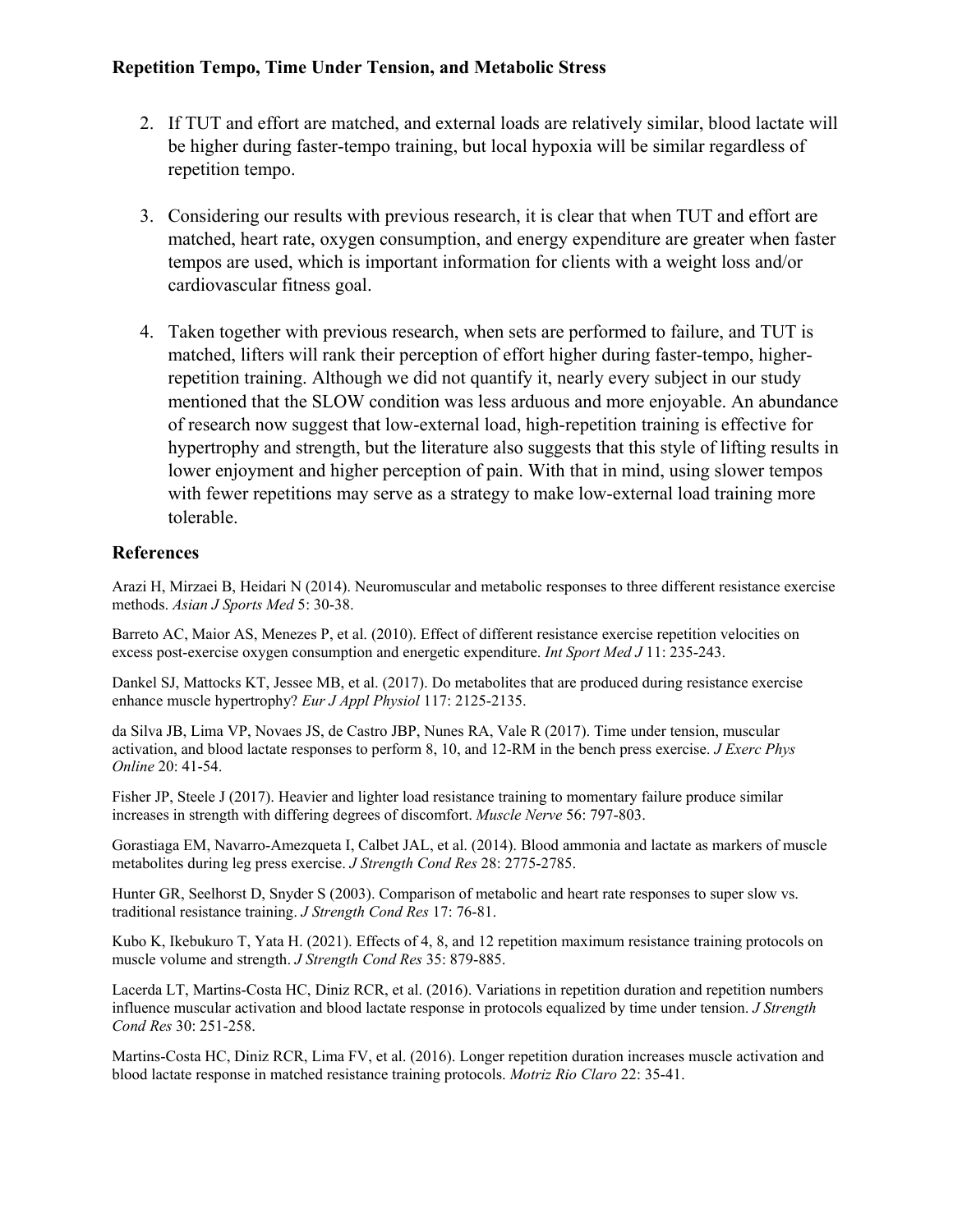2. If TUT and effort are matched, and external loads are relatively similar, blood lactate will be higher during faster-tempo training, but local hypoxia will be similar regardless of repetition tempo.

3. Considering our results with previous research, it is clear that when TUT and effort are matched, heart rate, oxygen consumption, and energy expenditure are greater when faster tempos are used, which is important information for clients with a weight loss and/or cardiovascular fitness goal.

4. Taken together with previous research, when sets are performed to failure, and TUT is matched, lifters will rank their perception of effort higher during faster-tempo, higher-repetition training. Although we did not quantify it, nearly every subject in our study mentioned that the SLOW condition was less arduous and more enjoyable. An abundance of research now suggest that low-external load, high-repetition training is effective for hypertrophy and strength, but the literature also suggests that this style of lifting results in lower enjoyment and higher perception of pain. With that in mind, using slower tempos with fewer repetitions may serve as a strategy to make low-external load training more tolerable.

## References

Arazi H, Mirzaei B, Heidari N (2014). Neuromuscular and metabolic responses to three different resistance exercise methods. *Asian J Sports Med* 5: 30-38.

Barreto AC, Maior AS, Menezes P, et al. (2010). Effect of different resistance exercise repetition velocities on excess post-exercise oxygen consumption and energetic expenditure. *Int Sport Med J* 11: 235-243.

Dankel SJ, Mattocks KT, Jessee MB, et al. (2017). Do metabolites that are produced during resistance exercise enhance muscle hypertrophy? *Eur J Appl Physiol* 117: 2125-2135.

da Silva JB, Lima VP, Novaes JS, de Castro JBP, Nunes RA, Vale R (2017). Time under tension, muscular activation, and blood lactate responses to perform 8, 10, and 12-RM in the bench press exercise. *J Exerc Phys Online* 20: 41-54.

Fisher JP, Steele J (2017). Heavier and lighter load resistance training to momentary failure produce similar increases in strength with differing degrees of discomfort. *Muscle Nerve* 56: 797-803.

Gorastiaga EM, Navarro-Amezqueta I, Calbet JAL, et al. (2014). Blood ammonia and lactate as markers of muscle metabolites during leg press exercise. *J Strength Cond Res* 28: 2775-2785.

Hunter GR, Seelhorst D, Snyder S (2003). Comparison of metabolic and heart rate responses to super slow vs. traditional resistance training. *J Strength Cond Res* 17: 76-81.

Kubo K, Ikebukuro T, Yata H. (2021). Effects of 4, 8, and 12 repetition maximum resistance training protocols on muscle volume and strength. *J Strength Cond Res* 35: 879-885.

Lacerda LT, Martins-Costa HC, Diniz RCR, et al. (2016). Variations in repetition duration and repetition numbers influence muscular activation and blood lactate response in protocols equalized by time under tension. *J Strength Cond Res* 30: 251-258.

Martins-Costa HC, Diniz RCR, Lima FV, et al. (2016). Longer repetition duration increases muscle activation and blood lactate response in matched resistance training protocols. *Motriz Rio Claro* 22: 35-41.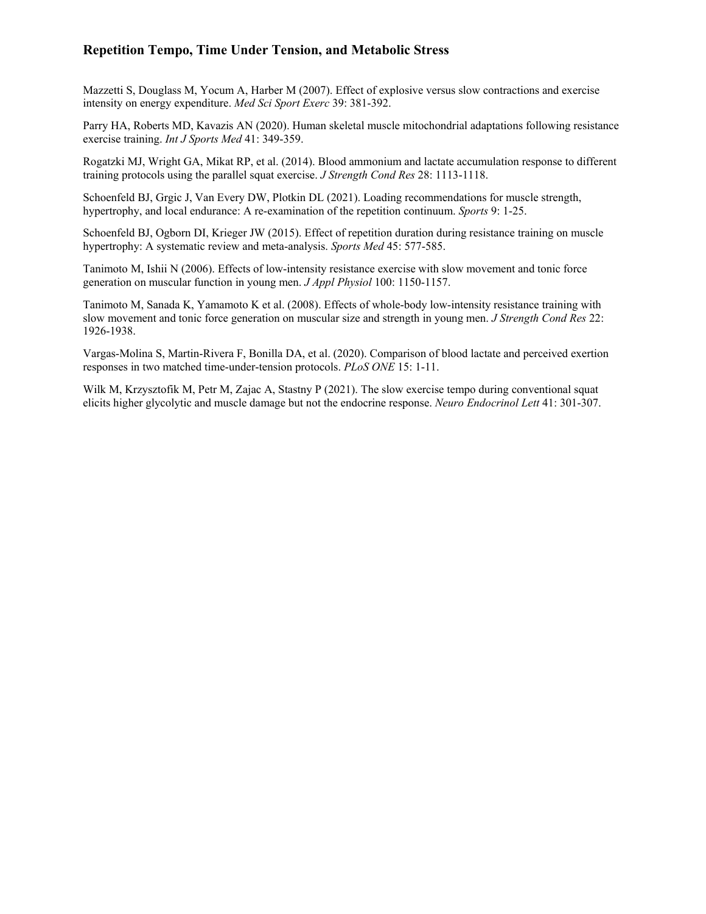Mazzetti S, Douglass M, Yocum A, Harber M (2007). Effect of explosive versus slow contractions and exercise intensity on energy expenditure. *Med Sci Sport Exerc* 39: 381-392.

Parry HA, Roberts MD, Kavazis AN (2020). Human skeletal muscle mitochondrial adaptations following resistance exercise training. *Int J Sports Med* 41: 349-359.

Rogatzki MJ, Wright GA, Mikat RP, et al. (2014). Blood ammonium and lactate accumulation response to different training protocols using the parallel squat exercise. *J Strength Cond Res* 28: 1113-1118.

Schoenfeld BJ, Grgic J, Van Every DW, Plotkin DL (2021). Loading recommendations for muscle strength, hypertrophy, and local endurance: A re-examination of the repetition continuum. *Sports* 9: 1-25.

Schoenfeld BJ, Ogborn DI, Krieger JW (2015). Effect of repetition duration during resistance training on muscle hypertrophy: A systematic review and meta-analysis. *Sports Med* 45: 577-585.

Tanimoto M, Ishii N (2006). Effects of low-intensity resistance exercise with slow movement and tonic force generation on muscular function in young men. *J Appl Physiol* 100: 1150-1157.

Tanimoto M, Sanada K, Yamamoto K et al. (2008). Effects of whole-body low-intensity resistance training with slow movement and tonic force generation on muscular size and strength in young men. *J Strength Cond Res* 22: 1926-1938.

Vargas-Molina S, Martin-Rivera F, Bonilla DA, et al. (2020). Comparison of blood lactate and perceived exertion responses in two matched time-under-tension protocols. *PLoS ONE* 15: 1-11.

Wilk M, Krzysztofik M, Petr M, Zajac A, Stastny P (2021). The slow exercise tempo during conventional squat elicits higher glycolytic and muscle damage but not the endocrine response. *Neuro Endocrinol Lett* 41: 301-307.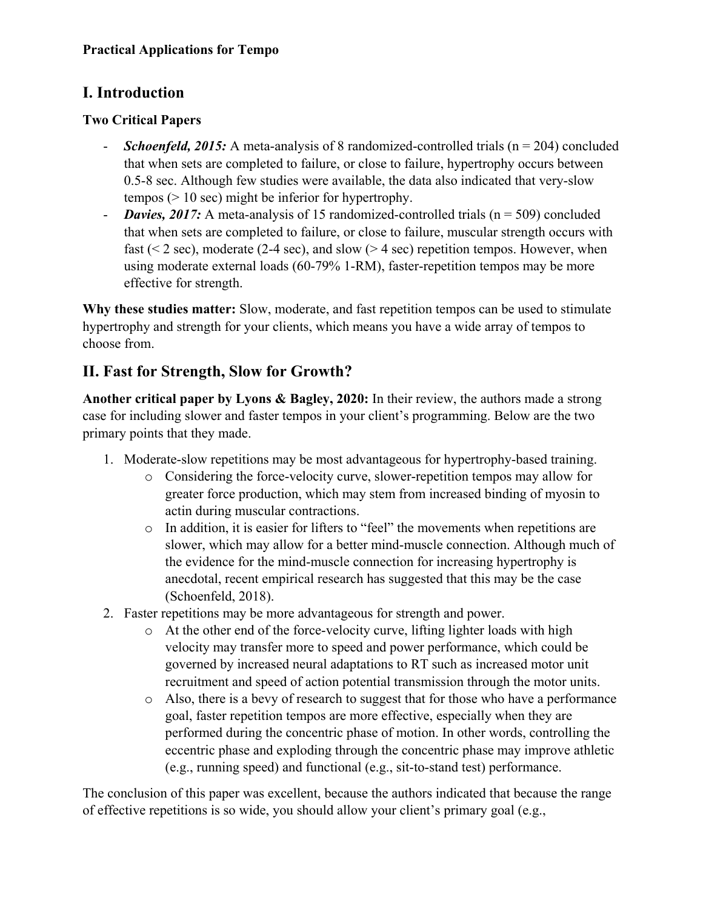**Practical Applications for Tempo**

## I. Introduction

### Two Critical Papers

- ***Schoenfeld, 2015:*** A meta-analysis of 8 randomized-controlled trials (n = 204) concluded that when sets are completed to failure, or close to failure, hypertrophy occurs between 0.5-8 sec. Although few studies were available, the data also indicated that very-slow tempos (> 10 sec) might be inferior for hypertrophy.
- ***Davies, 2017:*** A meta-analysis of 15 randomized-controlled trials (n = 509) concluded that when sets are completed to failure, or close to failure, muscular strength occurs with fast (< 2 sec), moderate (2-4 sec), and slow (> 4 sec) repetition tempos. However, when using moderate external loads (60-79% 1-RM), faster-repetition tempos may be more effective for strength.

**Why these studies matter:** Slow, moderate, and fast repetition tempos can be used to stimulate hypertrophy and strength for your clients, which means you have a wide array of tempos to choose from.

## II. Fast for Strength, Slow for Growth?

**Another critical paper by Lyons & Bagley, 2020:** In their review, the authors made a strong case for including slower and faster tempos in your client's programming. Below are the two primary points that they made.

1. Moderate-slow repetitions may be most advantageous for hypertrophy-based training.
   - Considering the force-velocity curve, slower-repetition tempos may allow for greater force production, which may stem from increased binding of myosin to actin during muscular contractions.
   - In addition, it is easier for lifters to "feel" the movements when repetitions are slower, which may allow for a better mind-muscle connection. Although much of the evidence for the mind-muscle connection for increasing hypertrophy is anecdotal, recent empirical research has suggested that this may be the case (Schoenfeld, 2018).
2. Faster repetitions may be more advantageous for strength and power.
   - At the other end of the force-velocity curve, lifting lighter loads with high velocity may transfer more to speed and power performance, which could be governed by increased neural adaptations to RT such as increased motor unit recruitment and speed of action potential transmission through the motor units.
   - Also, there is a bevy of research to suggest that for those who have a performance goal, faster repetition tempos are more effective, especially when they are performed during the concentric phase of motion. In other words, controlling the eccentric phase and exploding through the concentric phase may improve athletic (e.g., running speed) and functional (e.g., sit-to-stand test) performance.

The conclusion of this paper was excellent, because the authors indicated that because the range of effective repetitions is so wide, you should allow your client's primary goal (e.g.,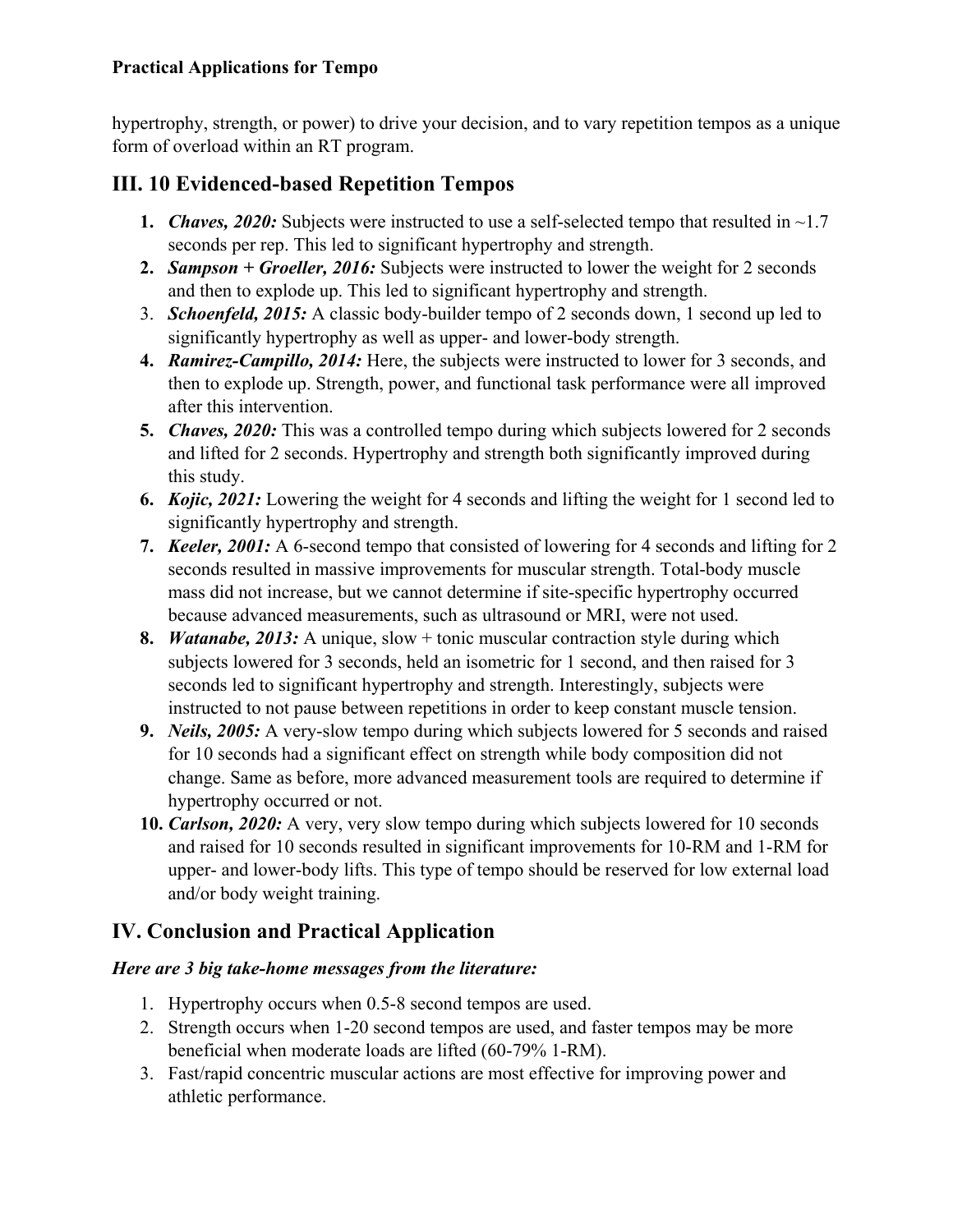hypertrophy, strength, or power) to drive your decision, and to vary repetition tempos as a unique form of overload within an RT program.

## III. 10 Evidenced-based Repetition Tempos

1. ***Chaves, 2020:*** Subjects were instructed to use a self-selected tempo that resulted in ~1.7 seconds per rep. This led to significant hypertrophy and strength.
2. ***Sampson + Groeller, 2016:*** Subjects were instructed to lower the weight for 2 seconds and then to explode up. This led to significant hypertrophy and strength.
3. ***Schoenfeld, 2015:*** A classic body-builder tempo of 2 seconds down, 1 second up led to significantly hypertrophy as well as upper- and lower-body strength.
4. ***Ramirez-Campillo, 2014:*** Here, the subjects were instructed to lower for 3 seconds, and then to explode up. Strength, power, and functional task performance were all improved after this intervention.
5. ***Chaves, 2020:*** This was a controlled tempo during which subjects lowered for 2 seconds and lifted for 2 seconds. Hypertrophy and strength both significantly improved during this study.
6. ***Kojic, 2021:*** Lowering the weight for 4 seconds and lifting the weight for 1 second led to significantly hypertrophy and strength.
7. ***Keeler, 2001:*** A 6-second tempo that consisted of lowering for 4 seconds and lifting for 2 seconds resulted in massive improvements for muscular strength. Total-body muscle mass did not increase, but we cannot determine if site-specific hypertrophy occurred because advanced measurements, such as ultrasound or MRI, were not used.
8. ***Watanabe, 2013:*** A unique, slow + tonic muscular contraction style during which subjects lowered for 3 seconds, held an isometric for 1 second, and then raised for 3 seconds led to significant hypertrophy and strength. Interestingly, subjects were instructed to not pause between repetitions in order to keep constant muscle tension.
9. ***Neils, 2005:*** A very-slow tempo during which subjects lowered for 5 seconds and raised for 10 seconds had a significant effect on strength while body composition did not change. Same as before, more advanced measurement tools are required to determine if hypertrophy occurred or not.
10. ***Carlson, 2020:*** A very, very slow tempo during which subjects lowered for 10 seconds and raised for 10 seconds resulted in significant improvements for 10-RM and 1-RM for upper- and lower-body lifts. This type of tempo should be reserved for low external load and/or body weight training.

## IV. Conclusion and Practical Application

***Here are 3 big take-home messages from the literature:***

1. Hypertrophy occurs when 0.5-8 second tempos are used.
2. Strength occurs when 1-20 second tempos are used, and faster tempos may be more beneficial when moderate loads are lifted (60-79% 1-RM).
3. Fast/rapid concentric muscular actions are most effective for improving power and athletic performance.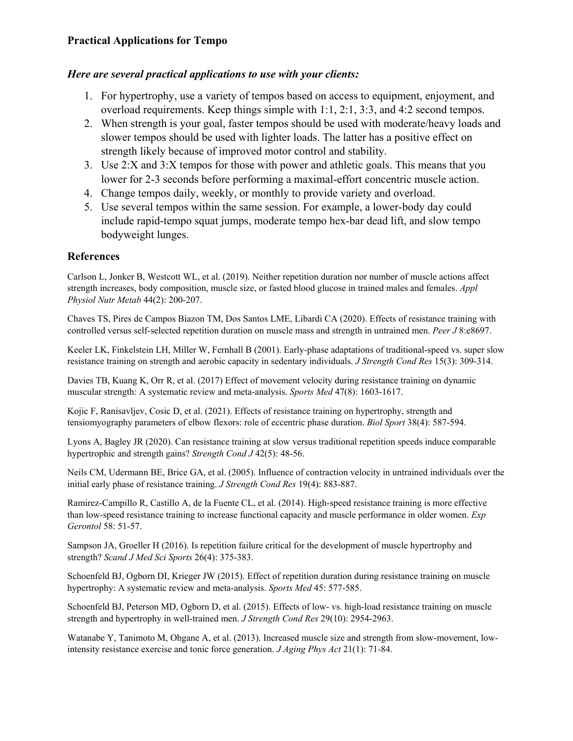## Practical Applications for Tempo

### *Here are several practical applications to use with your clients:*

1. For hypertrophy, use a variety of tempos based on access to equipment, enjoyment, and overload requirements. Keep things simple with 1:1, 2:1, 3:3, and 4:2 second tempos.
2. When strength is your goal, faster tempos should be used with moderate/heavy loads and slower tempos should be used with lighter loads. The latter has a positive effect on strength likely because of improved motor control and stability.
3. Use 2:X and 3:X tempos for those with power and athletic goals. This means that you lower for 2-3 seconds before performing a maximal-effort concentric muscle action.
4. Change tempos daily, weekly, or monthly to provide variety and overload.
5. Use several tempos within the same session. For example, a lower-body day could include rapid-tempo squat jumps, moderate tempo hex-bar dead lift, and slow tempo bodyweight lunges.

## References

Carlson L, Jonker B, Westcott WL, et al. (2019). Neither repetition duration nor number of muscle actions affect strength increases, body composition, muscle size, or fasted blood glucose in trained males and females. *Appl Physiol Nutr Metab* 44(2): 200-207.

Chaves TS, Pires de Campos Biazon TM, Dos Santos LME, Libardi CA (2020). Effects of resistance training with controlled versus self-selected repetition duration on muscle mass and strength in untrained men. *Peer J* 8:e8697.

Keeler LK, Finkelstein LH, Miller W, Fernhall B (2001). Early-phase adaptations of traditional-speed vs. super slow resistance training on strength and aerobic capacity in sedentary individuals. *J Strength Cond Res* 15(3): 309-314.

Davies TB, Kuang K, Orr R, et al. (2017) Effect of movement velocity during resistance training on dynamic muscular strength: A systematic review and meta-analysis. *Sports Med* 47(8): 1603-1617.

Kojic F, Ranisavljev, Cosic D, et al. (2021). Effects of resistance training on hypertrophy, strength and tensiomyography parameters of elbow flexors: role of eccentric phase duration. *Biol Sport* 38(4): 587-594.

Lyons A, Bagley JR (2020). Can resistance training at slow versus traditional repetition speeds induce comparable hypertrophic and strength gains? *Strength Cond J* 42(5): 48-56.

Neils CM, Udermann BE, Brice GA, et al. (2005). Influence of contraction velocity in untrained individuals over the initial early phase of resistance training. *J Strength Cond Res* 19(4): 883-887.

Ramirez-Campillo R, Castillo A, de la Fuente CL, et al. (2014). High-speed resistance training is more effective than low-speed resistance training to increase functional capacity and muscle performance in older women. *Exp Gerontol* 58: 51-57.

Sampson JA, Groeller H (2016). Is repetition failure critical for the development of muscle hypertrophy and strength? *Scand J Med Sci Sports* 26(4): 375-383.

Schoenfeld BJ, Ogborn DI, Krieger JW (2015). Effect of repetition duration during resistance training on muscle hypertrophy: A systematic review and meta-analysis. *Sports Med* 45: 577-585.

Schoenfeld BJ, Peterson MD, Ogborn D, et al. (2015). Effects of low- vs. high-load resistance training on muscle strength and hypertrophy in well-trained men. *J Strength Cond Res* 29(10): 2954-2963.

Watanabe Y, Tanimoto M, Ohgane A, et al. (2013). Increased muscle size and strength from slow-movement, low-intensity resistance exercise and tonic force generation. *J Aging Phys Act* 21(1): 71-84.